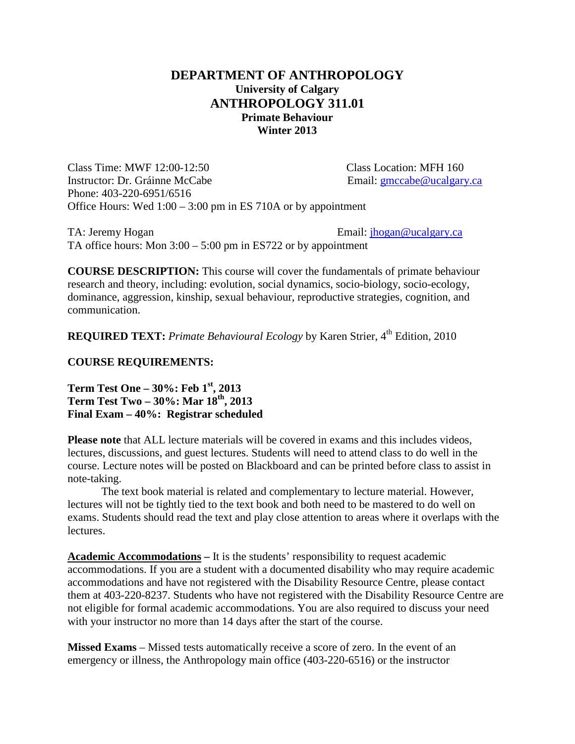# DEPARTMENT OF ANTHROPOLOGY

**University of Calgary**

## ANTHROPOLOGY 311.01

**Primate Behaviour**

**Winter 2013**

Class Time: MWF 12:00-12:50  
Class Location: MFH 160  
Instructor: Dr. Gráinne McCabe  
Email: gmccabe@ucalgary.ca  
Phone: 403-220-6951/6516  
Office Hours: Wed 1:00 – 3:00 pm in ES 710A or by appointment

TA: Jeremy Hogan  
Email: jhogan@ucalgary.ca  
TA office hours: Mon 3:00 – 5:00 pm in ES722 or by appointment

**COURSE DESCRIPTION:** This course will cover the fundamentals of primate behaviour research and theory, including: evolution, social dynamics, socio-biology, socio-ecology, dominance, aggression, kinship, sexual behaviour, reproductive strategies, cognition, and communication.

**REQUIRED TEXT:** *Primate Behavioural Ecology* by Karen Strier, 4th Edition, 2010

**COURSE REQUIREMENTS:**

**Term Test One – 30%: Feb 1st, 2013**  
**Term Test Two – 30%: Mar 18th, 2013**  
**Final Exam – 40%: Registrar scheduled**

**Please note** that ALL lecture materials will be covered in exams and this includes videos, lectures, discussions, and guest lectures. Students will need to attend class to do well in the course. Lecture notes will be posted on Blackboard and can be printed before class to assist in note-taking.

The text book material is related and complementary to lecture material. However, lectures will not be tightly tied to the text book and both need to be mastered to do well on exams. Students should read the text and play close attention to areas where it overlaps with the lectures.

**Academic Accommodations** – It is the students' responsibility to request academic accommodations. If you are a student with a documented disability who may require academic accommodations and have not registered with the Disability Resource Centre, please contact them at 403-220-8237. Students who have not registered with the Disability Resource Centre are not eligible for formal academic accommodations. You are also required to discuss your need with your instructor no more than 14 days after the start of the course.

**Missed Exams** – Missed tests automatically receive a score of zero. In the event of an emergency or illness, the Anthropology main office (403-220-6516) or the instructor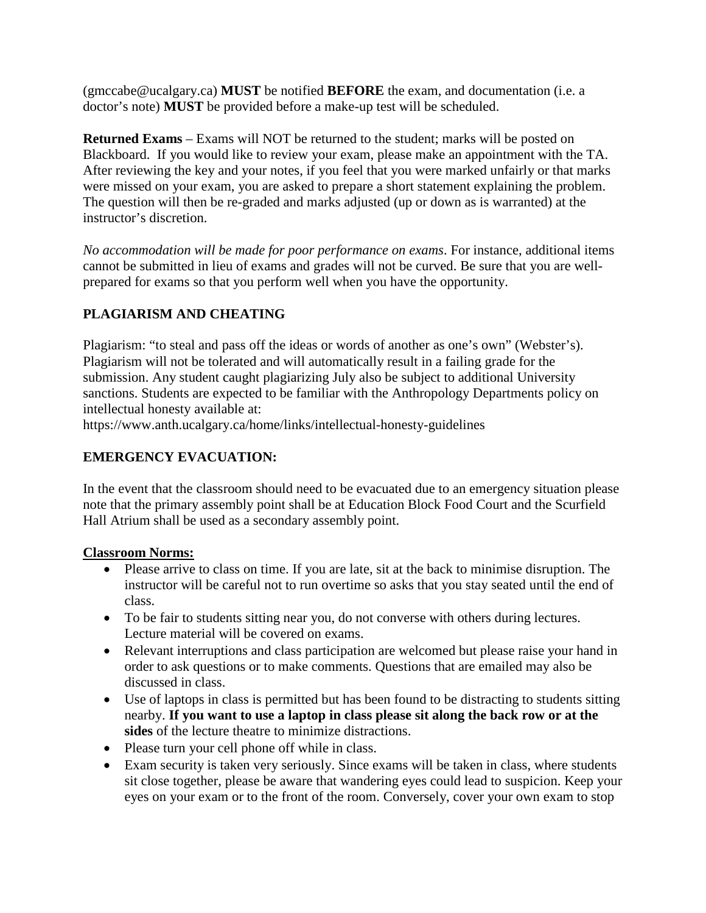(gmccabe@ucalgary.ca) **MUST** be notified **BEFORE** the exam, and documentation (i.e. a doctor's note) **MUST** be provided before a make-up test will be scheduled.

**Returned Exams** – Exams will NOT be returned to the student; marks will be posted on Blackboard. If you would like to review your exam, please make an appointment with the TA. After reviewing the key and your notes, if you feel that you were marked unfairly or that marks were missed on your exam, you are asked to prepare a short statement explaining the problem. The question will then be re-graded and marks adjusted (up or down as is warranted) at the instructor's discretion.

*No accommodation will be made for poor performance on exams*. For instance, additional items cannot be submitted in lieu of exams and grades will not be curved. Be sure that you are well-prepared for exams so that you perform well when you have the opportunity.

## PLAGIARISM AND CHEATING

Plagiarism: "to steal and pass off the ideas or words of another as one's own" (Webster's). Plagiarism will not be tolerated and will automatically result in a failing grade for the submission. Any student caught plagiarizing July also be subject to additional University sanctions. Students are expected to be familiar with the Anthropology Departments policy on intellectual honesty available at:
https://www.anth.ucalgary.ca/home/links/intellectual-honesty-guidelines

## EMERGENCY EVACUATION:

In the event that the classroom should need to be evacuated due to an emergency situation please note that the primary assembly point shall be at Education Block Food Court and the Scurfield Hall Atrium shall be used as a secondary assembly point.

**Classroom Norms:**

- Please arrive to class on time. If you are late, sit at the back to minimise disruption. The instructor will be careful not to run overtime so asks that you stay seated until the end of class.
- To be fair to students sitting near you, do not converse with others during lectures. Lecture material will be covered on exams.
- Relevant interruptions and class participation are welcomed but please raise your hand in order to ask questions or to make comments. Questions that are emailed may also be discussed in class.
- Use of laptops in class is permitted but has been found to be distracting to students sitting nearby. **If you want to use a laptop in class please sit along the back row or at the sides** of the lecture theatre to minimize distractions.
- Please turn your cell phone off while in class.
- Exam security is taken very seriously. Since exams will be taken in class, where students sit close together, please be aware that wandering eyes could lead to suspicion. Keep your eyes on your exam or to the front of the room. Conversely, cover your own exam to stop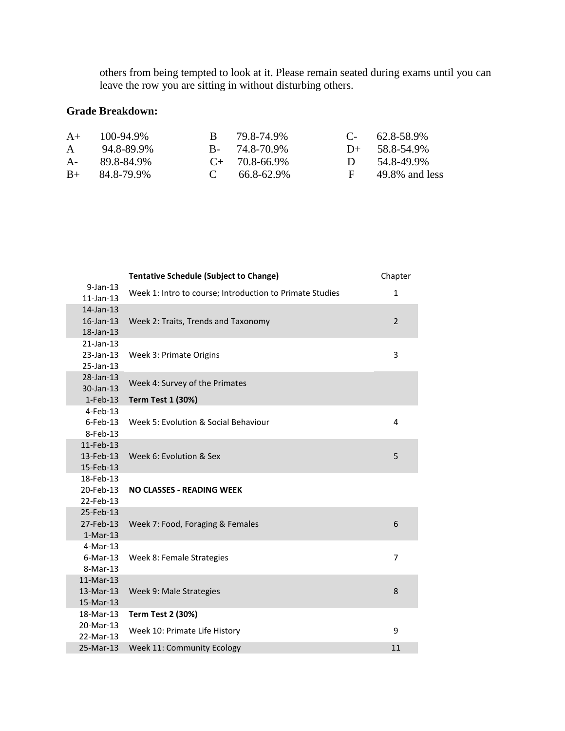others from being tempted to look at it. Please remain seated during exams until you can leave the row you are sitting in without disturbing others.

**Grade Breakdown:**

| | | | | | |
|---|---|---|---|---|---|
| A+ | 100-94.9% | B | 79.8-74.9% | C- | 62.8-58.9% |
| A | 94.8-89.9% | B- | 74.8-70.9% | D+ | 58.8-54.9% |
| A- | 89.8-84.9% | C+ | 70.8-66.9% | D | 54.8-49.9% |
| B+ | 84.8-79.9% | C | 66.8-62.9% | F | 49.8% and less |

| | **Tentative Schedule (Subject to Change)** | Chapter |
|---|---|---|
| 9-Jan-13<br>11-Jan-13 | Week 1: Intro to course; Introduction to Primate Studies | 1 |
| 14-Jan-13<br>16-Jan-13<br>18-Jan-13 | Week 2: Traits, Trends and Taxonomy | 2 |
| 21-Jan-13<br>23-Jan-13<br>25-Jan-13 | Week 3: Primate Origins | 3 |
| 28-Jan-13<br>30-Jan-13 | Week 4: Survey of the Primates | |
| 1-Feb-13 | **Term Test 1 (30%)** | |
| 4-Feb-13<br>6-Feb-13<br>8-Feb-13 | Week 5: Evolution & Social Behaviour | 4 |
| 11-Feb-13<br>13-Feb-13<br>15-Feb-13 | Week 6: Evolution & Sex | 5 |
| 18-Feb-13<br>20-Feb-13<br>22-Feb-13 | **NO CLASSES - READING WEEK** | |
| 25-Feb-13<br>27-Feb-13<br>1-Mar-13 | Week 7: Food, Foraging & Females | 6 |
| 4-Mar-13<br>6-Mar-13<br>8-Mar-13 | Week 8: Female Strategies | 7 |
| 11-Mar-13<br>13-Mar-13<br>15-Mar-13 | Week 9: Male Strategies | 8 |
| 18-Mar-13 | **Term Test 2 (30%)** | |
| 20-Mar-13<br>22-Mar-13 | Week 10: Primate Life History | 9 |
| 25-Mar-13 | Week 11: Community Ecology | 11 |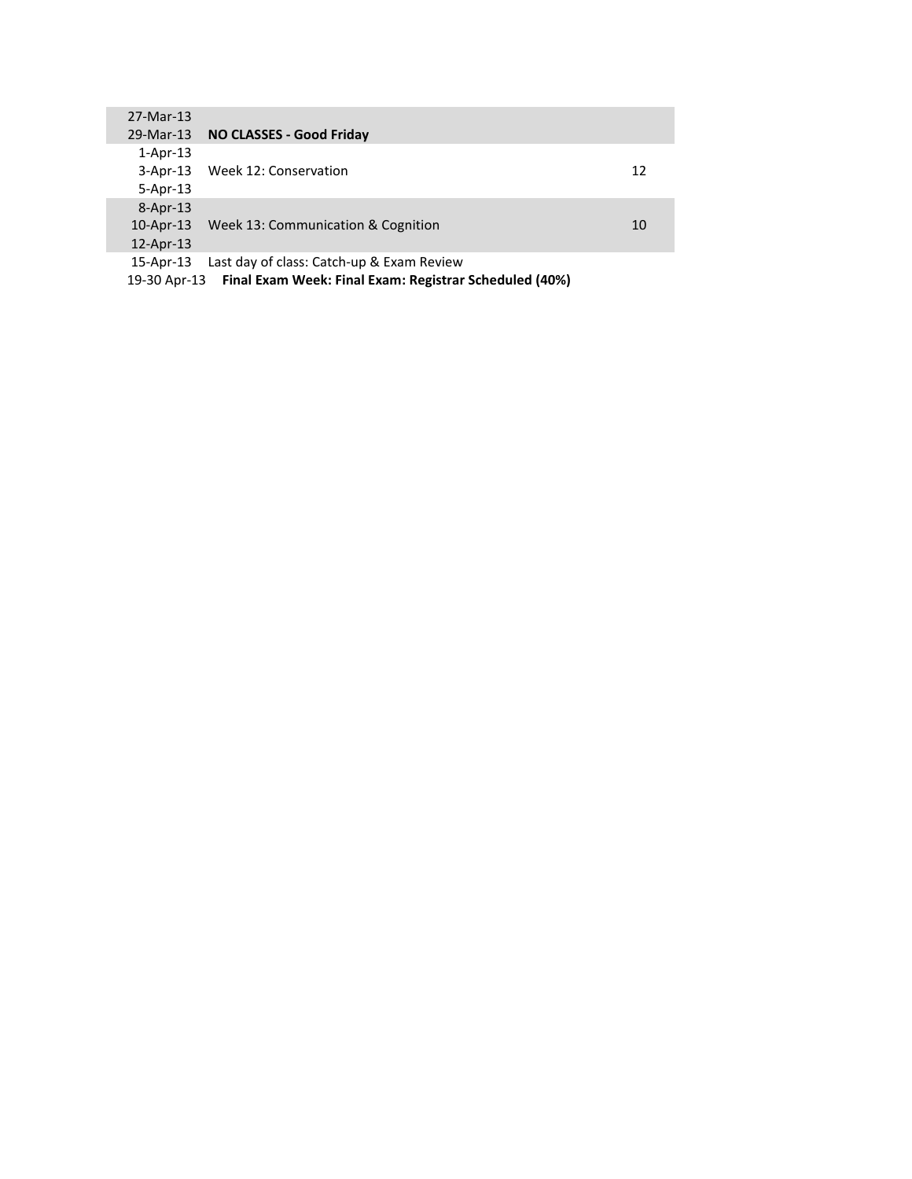| | | |
|---|---|---|
| 27-Mar-13 | | |
| 29-Mar-13 | **NO CLASSES - Good Friday** | |
| 1-Apr-13 | | |
| 3-Apr-13 | Week 12: Conservation | 12 |
| 5-Apr-13 | | |
| 8-Apr-13 | | |
| 10-Apr-13 | Week 13: Communication & Cognition | 10 |
| 12-Apr-13 | | |
| 15-Apr-13 | Last day of class: Catch-up & Exam Review | |
| 19-30 Apr-13 | **Final Exam Week: Final Exam: Registrar Scheduled (40%)** | |